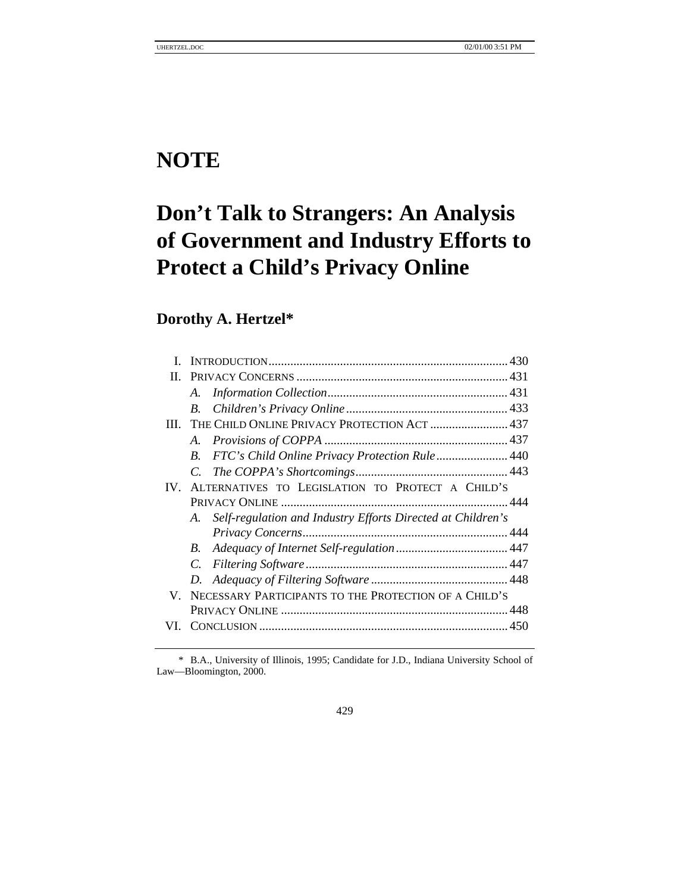# NOTE

# Don't Talk to Strangers: An Analysis of Government and Industry Efforts to Protect a Child's Privacy Online

## Dorothy A. Hertzel*

| | | |
|---|---|---|
| I. | INTRODUCTION | 430 |
| II. | PRIVACY CONCERNS | 431 |
| | *A. Information Collection* | 431 |
| | *B. Children's Privacy Online* | 433 |
| III. | THE CHILD ONLINE PRIVACY PROTECTION ACT | 437 |
| | *A. Provisions of COPPA* | 437 |
| | *B. FTC's Child Online Privacy Protection Rule* | 440 |
| | *C. The COPPA's Shortcomings* | 443 |
| IV. | ALTERNATIVES TO LEGISLATION TO PROTECT A CHILD'S PRIVACY ONLINE | 444 |
| | *A. Self-regulation and Industry Efforts Directed at Children's Privacy Concerns* | 444 |
| | *B. Adequacy of Internet Self-regulation* | 447 |
| | *C. Filtering Software* | 447 |
| | *D. Adequacy of Filtering Software* | 448 |
| V. | NECESSARY PARTICIPANTS TO THE PROTECTION OF A CHILD'S PRIVACY ONLINE | 448 |
| VI. | CONCLUSION | 450 |

\* B.A., University of Illinois, 1995; Candidate for J.D., Indiana University School of Law—Bloomington, 2000.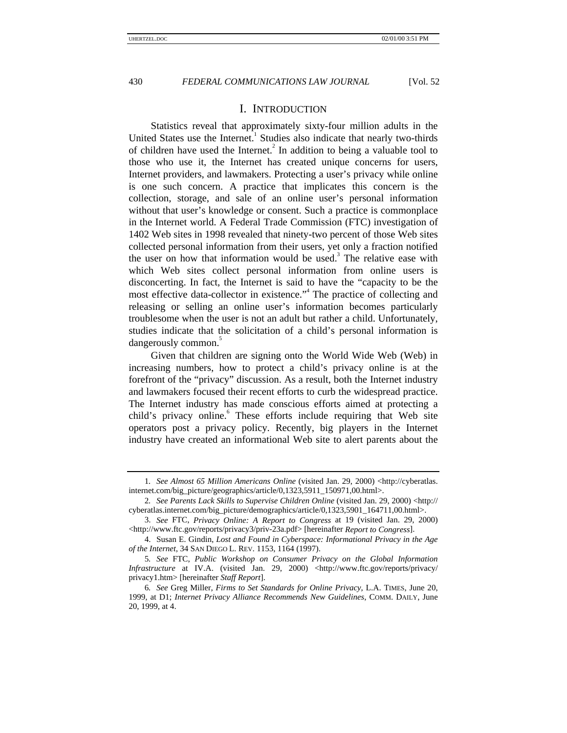## I. INTRODUCTION

Statistics reveal that approximately sixty-four million adults in the United States use the Internet.[1] Studies also indicate that nearly two-thirds of children have used the Internet.[2] In addition to being a valuable tool to those who use it, the Internet has created unique concerns for users, Internet providers, and lawmakers. Protecting a user's privacy while online is one such concern. A practice that implicates this concern is the collection, storage, and sale of an online user's personal information without that user's knowledge or consent. Such a practice is commonplace in the Internet world. A Federal Trade Commission (FTC) investigation of 1402 Web sites in 1998 revealed that ninety-two percent of those Web sites collected personal information from their users, yet only a fraction notified the user on how that information would be used.[3] The relative ease with which Web sites collect personal information from online users is disconcerting. In fact, the Internet is said to have the "capacity to be the most effective data-collector in existence."[4] The practice of collecting and releasing or selling an online user's information becomes particularly troublesome when the user is not an adult but rather a child. Unfortunately, studies indicate that the solicitation of a child's personal information is dangerously common.[5]

Given that children are signing onto the World Wide Web (Web) in increasing numbers, how to protect a child's privacy online is at the forefront of the "privacy" discussion. As a result, both the Internet industry and lawmakers focused their recent efforts to curb the widespread practice. The Internet industry has made conscious efforts aimed at protecting a child's privacy online.[6] These efforts include requiring that Web site operators post a privacy policy. Recently, big players in the Internet industry have created an informational Web site to alert parents about the

---

1. *See Almost 65 Million Americans Online* (visited Jan. 29, 2000) <http://cyberatlas.internet.com/big_picture/geographics/article/0,1323,5911_150971,00.html>.

2. *See Parents Lack Skills to Supervise Children Online* (visited Jan. 29, 2000) <http://cyberatlas.internet.com/big_picture/demographics/article/0,1323,5901_164711,00.html>.

3. *See* FTC, *Privacy Online: A Report to Congress* at 19 (visited Jan. 29, 2000) <http://www.ftc.gov/reports/privacy3/priv-23a.pdf> [hereinafter *Report to Congress*].

4. Susan E. Gindin, *Lost and Found in Cyberspace: Informational Privacy in the Age of the Internet*, 34 SAN DIEGO L. REV. 1153, 1164 (1997).

5. *See* FTC, *Public Workshop on Consumer Privacy on the Global Information Infrastructure* at IV.A. (visited Jan. 29, 2000) <http://www.ftc.gov/reports/privacy/privacy1.htm> [hereinafter *Staff Report*].

6. *See* Greg Miller, *Firms to Set Standards for Online Privacy*, L.A. TIMES, June 20, 1999, at D1; *Internet Privacy Alliance Recommends New Guidelines*, COMM. DAILY, June 20, 1999, at 4.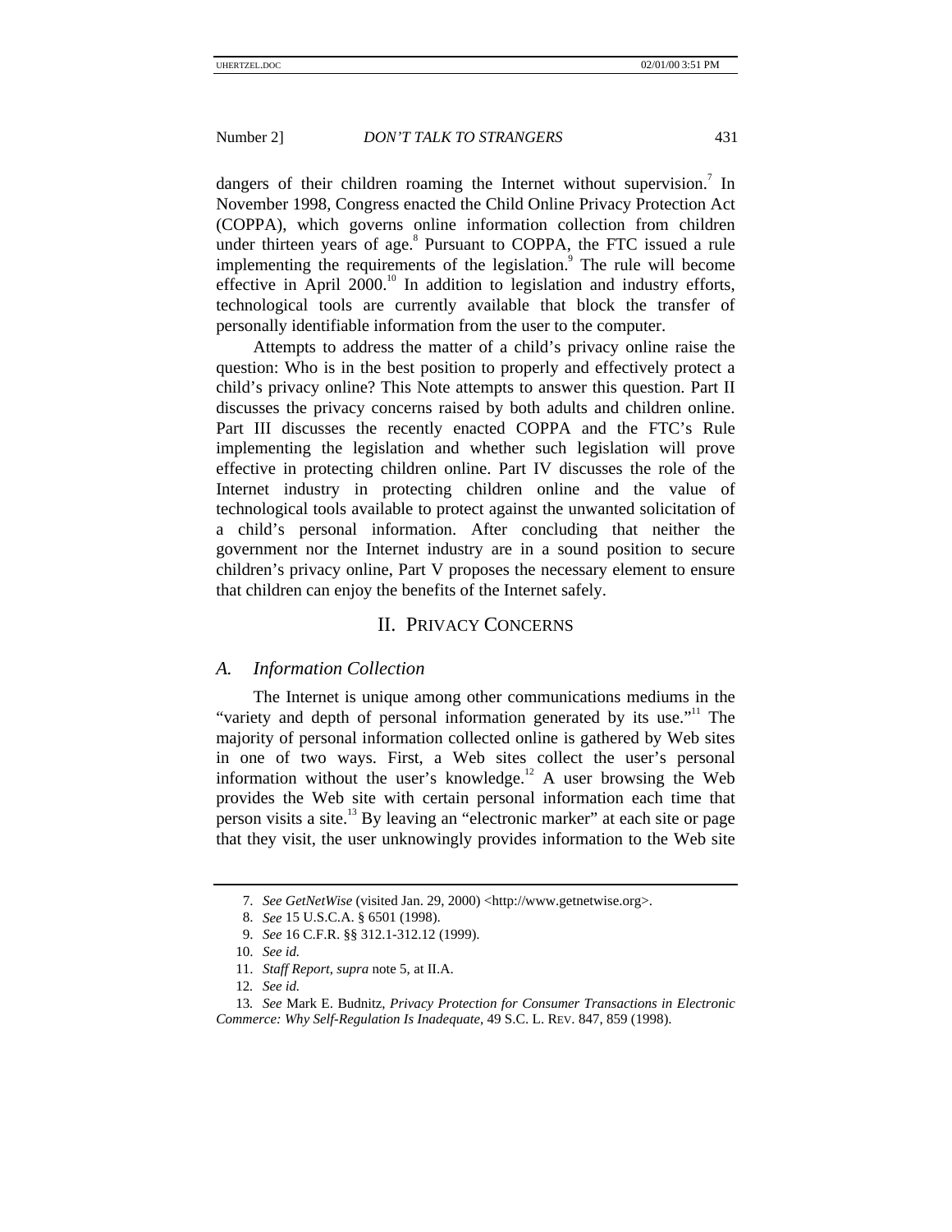dangers of their children roaming the Internet without supervision.[7] In November 1998, Congress enacted the Child Online Privacy Protection Act (COPPA), which governs online information collection from children under thirteen years of age.[8] Pursuant to COPPA, the FTC issued a rule implementing the requirements of the legislation.[9] The rule will become effective in April 2000.[10] In addition to legislation and industry efforts, technological tools are currently available that block the transfer of personally identifiable information from the user to the computer.

Attempts to address the matter of a child's privacy online raise the question: Who is in the best position to properly and effectively protect a child's privacy online? This Note attempts to answer this question. Part II discusses the privacy concerns raised by both adults and children online. Part III discusses the recently enacted COPPA and the FTC's Rule implementing the legislation and whether such legislation will prove effective in protecting children online. Part IV discusses the role of the Internet industry in protecting children online and the value of technological tools available to protect against the unwanted solicitation of a child's personal information. After concluding that neither the government nor the Internet industry are in a sound position to secure children's privacy online, Part V proposes the necessary element to ensure that children can enjoy the benefits of the Internet safely.

## II. PRIVACY CONCERNS

### *A. Information Collection*

The Internet is unique among other communications mediums in the "variety and depth of personal information generated by its use."[11] The majority of personal information collected online is gathered by Web sites in one of two ways. First, a Web sites collect the user's personal information without the user's knowledge.[12] A user browsing the Web provides the Web site with certain personal information each time that person visits a site.[13] By leaving an "electronic marker" at each site or page that they visit, the user unknowingly provides information to the Web site

---

7. *See GetNetWise* (visited Jan. 29, 2000) <http://www.getnetwise.org>.

8. *See* 15 U.S.C.A. § 6501 (1998).

9. *See* 16 C.F.R. §§ 312.1-312.12 (1999).

10. *See id.*

11. *Staff Report*, *supra* note 5, at II.A.

12. *See id.*

13. *See* Mark E. Budnitz, *Privacy Protection for Consumer Transactions in Electronic Commerce: Why Self-Regulation Is Inadequate*, 49 S.C. L. REV. 847, 859 (1998).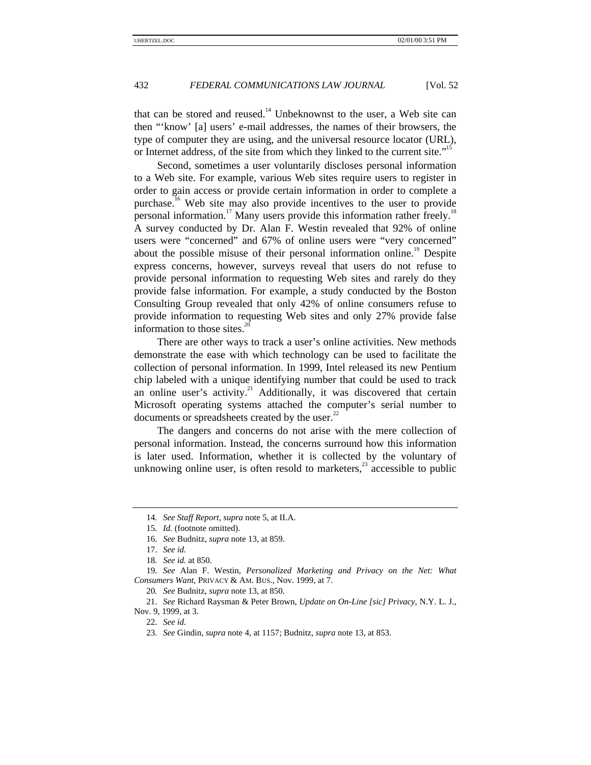that can be stored and reused.[14] Unbeknownst to the user, a Web site can then "'know' [a] users' e-mail addresses, the names of their browsers, the type of computer they are using, and the universal resource locator (URL), or Internet address, of the site from which they linked to the current site."[15]

Second, sometimes a user voluntarily discloses personal information to a Web site. For example, various Web sites require users to register in order to gain access or provide certain information in order to complete a purchase.[16] Web site may also provide incentives to the user to provide personal information.[17] Many users provide this information rather freely.[18] A survey conducted by Dr. Alan F. Westin revealed that 92% of online users were "concerned" and 67% of online users were "very concerned" about the possible misuse of their personal information online.[19] Despite express concerns, however, surveys reveal that users do not refuse to provide personal information to requesting Web sites and rarely do they provide false information. For example, a study conducted by the Boston Consulting Group revealed that only 42% of online consumers refuse to provide information to requesting Web sites and only 27% provide false information to those sites.[20]

There are other ways to track a user's online activities. New methods demonstrate the ease with which technology can be used to facilitate the collection of personal information. In 1999, Intel released its new Pentium chip labeled with a unique identifying number that could be used to track an online user's activity.[21] Additionally, it was discovered that certain Microsoft operating systems attached the computer's serial number to documents or spreadsheets created by the user.[22]

The dangers and concerns do not arise with the mere collection of personal information. Instead, the concerns surround how this information is later used. Information, whether it is collected by the voluntary of unknowing online user, is often resold to marketers,[23] accessible to public

---

14. *See Staff Report*, *supra* note 5, at II.A.

15. *Id.* (footnote omitted).

16. *See* Budnitz, *supra* note 13, at 859.

17. *See id.*

18. *See id.* at 850.

19. *See* Alan F. Westin, *Personalized Marketing and Privacy on the Net: What Consumers Want*, PRIVACY & AM. BUS., Nov. 1999, at 7.

20. *See* Budnitz, *supra* note 13, at 850.

21. *See* Richard Raysman & Peter Brown, *Update on On-Line [sic] Privacy*, N.Y. L. J., Nov. 9, 1999, at 3.

22. *See id.*

23. *See* Gindin, *supra* note 4, at 1157; Budnitz, *supra* note 13, at 853.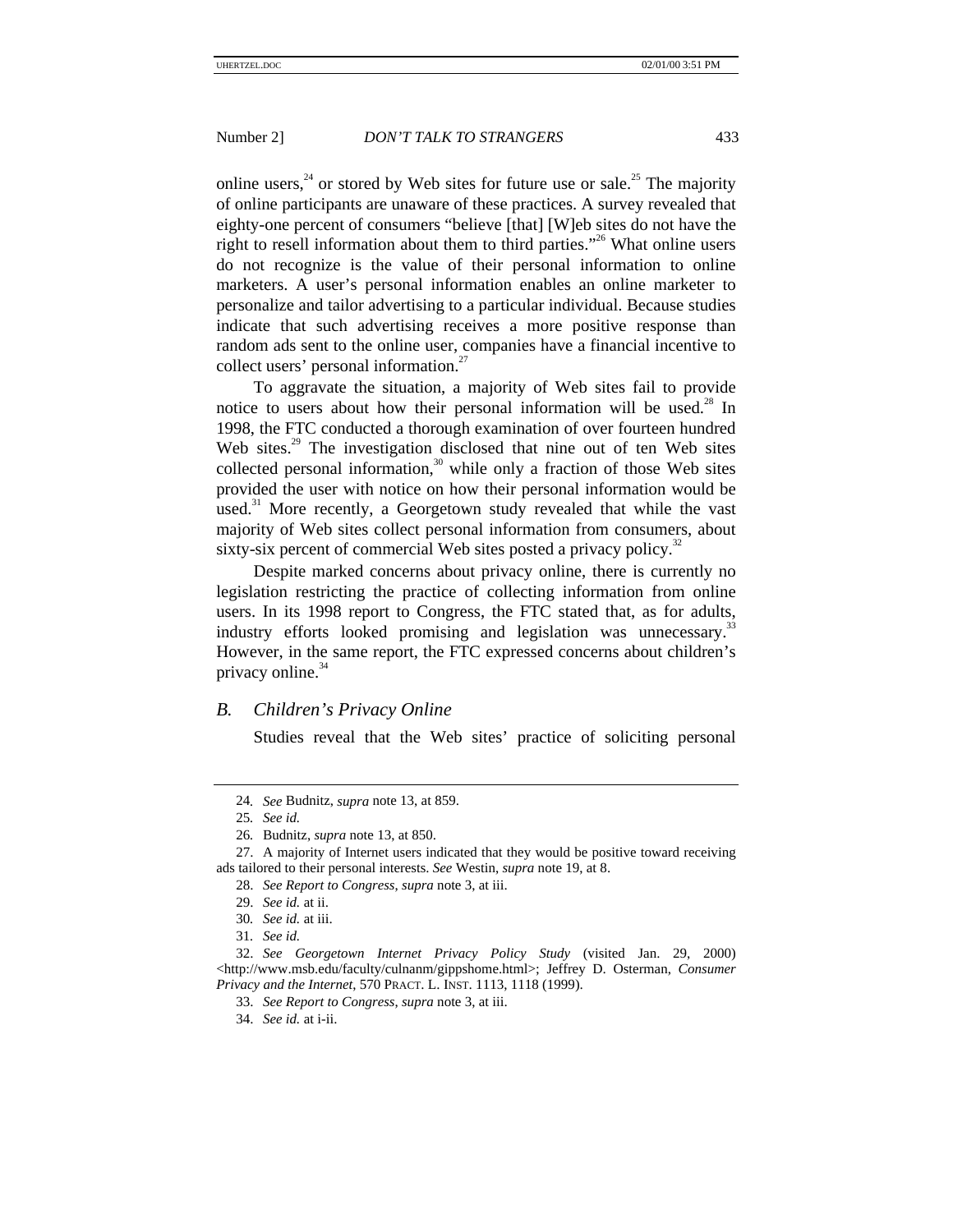online users,[24] or stored by Web sites for future use or sale.[25] The majority of online participants are unaware of these practices. A survey revealed that eighty-one percent of consumers "believe [that] [W]eb sites do not have the right to resell information about them to third parties."[26] What online users do not recognize is the value of their personal information to online marketers. A user's personal information enables an online marketer to personalize and tailor advertising to a particular individual. Because studies indicate that such advertising receives a more positive response than random ads sent to the online user, companies have a financial incentive to collect users' personal information.[27]

To aggravate the situation, a majority of Web sites fail to provide notice to users about how their personal information will be used.[28] In 1998, the FTC conducted a thorough examination of over fourteen hundred Web sites.[29] The investigation disclosed that nine out of ten Web sites collected personal information,[30] while only a fraction of those Web sites provided the user with notice on how their personal information would be used.[31] More recently, a Georgetown study revealed that while the vast majority of Web sites collect personal information from consumers, about sixty-six percent of commercial Web sites posted a privacy policy.[32]

Despite marked concerns about privacy online, there is currently no legislation restricting the practice of collecting information from online users. In its 1998 report to Congress, the FTC stated that, as for adults, industry efforts looked promising and legislation was unnecessary.[33] However, in the same report, the FTC expressed concerns about children's privacy online.[34]

## *B. Children's Privacy Online*

Studies reveal that the Web sites' practice of soliciting personal

---

24. *See* Budnitz, *supra* note 13, at 859.

25. *See id.*

26. Budnitz, *supra* note 13, at 850.

27. A majority of Internet users indicated that they would be positive toward receiving ads tailored to their personal interests. *See* Westin, *supra* note 19, at 8.

28. *See Report to Congress*, *supra* note 3, at iii.

29. *See id.* at ii.

30. *See id.* at iii.

31. *See id.*

32. *See Georgetown Internet Privacy Policy Study* (visited Jan. 29, 2000) <http://www.msb.edu/faculty/culnanm/gippshome.html>; Jeffrey D. Osterman, *Consumer Privacy and the Internet*, 570 PRACT. L. INST. 1113, 1118 (1999).

33. *See Report to Congress*, *supra* note 3, at iii.

34. *See id.* at i-ii.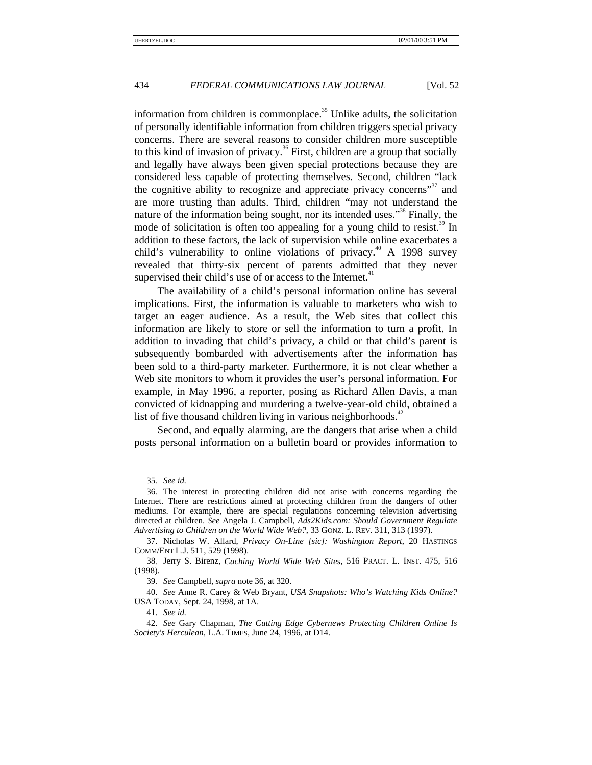information from children is commonplace.[35] Unlike adults, the solicitation of personally identifiable information from children triggers special privacy concerns. There are several reasons to consider children more susceptible to this kind of invasion of privacy.[36] First, children are a group that socially and legally have always been given special protections because they are considered less capable of protecting themselves. Second, children "lack the cognitive ability to recognize and appreciate privacy concerns"[37] and are more trusting than adults. Third, children "may not understand the nature of the information being sought, nor its intended uses."[38] Finally, the mode of solicitation is often too appealing for a young child to resist.[39] In addition to these factors, the lack of supervision while online exacerbates a child's vulnerability to online violations of privacy.[40] A 1998 survey revealed that thirty-six percent of parents admitted that they never supervised their child's use of or access to the Internet.[41]

The availability of a child's personal information online has several implications. First, the information is valuable to marketers who wish to target an eager audience. As a result, the Web sites that collect this information are likely to store or sell the information to turn a profit. In addition to invading that child's privacy, a child or that child's parent is subsequently bombarded with advertisements after the information has been sold to a third-party marketer. Furthermore, it is not clear whether a Web site monitors to whom it provides the user's personal information. For example, in May 1996, a reporter, posing as Richard Allen Davis, a man convicted of kidnapping and murdering a twelve-year-old child, obtained a list of five thousand children living in various neighborhoods.[42]

Second, and equally alarming, are the dangers that arise when a child posts personal information on a bulletin board or provides information to

---

35. *See id.*

36. The interest in protecting children did not arise with concerns regarding the Internet. There are restrictions aimed at protecting children from the dangers of other mediums. For example, there are special regulations concerning television advertising directed at children. *See* Angela J. Campbell, *Ads2Kids.com: Should Government Regulate Advertising to Children on the World Wide Web?*, 33 GONZ. L. REV. 311, 313 (1997).

37. Nicholas W. Allard, *Privacy On-Line [sic]: Washington Report*, 20 HASTINGS COMM/ENT L.J. 511, 529 (1998).

38. Jerry S. Birenz, *Caching World Wide Web Sites*, 516 PRACT. L. INST. 475, 516 (1998).

39. *See* Campbell, *supra* note 36, at 320.

40. *See* Anne R. Carey & Web Bryant, *USA Snapshots: Who's Watching Kids Online?* USA TODAY, Sept. 24, 1998, at 1A.

41. *See id.*

42. *See* Gary Chapman, *The Cutting Edge Cybernews Protecting Children Online Is Society's Herculean*, L.A. TIMES, June 24, 1996, at D14.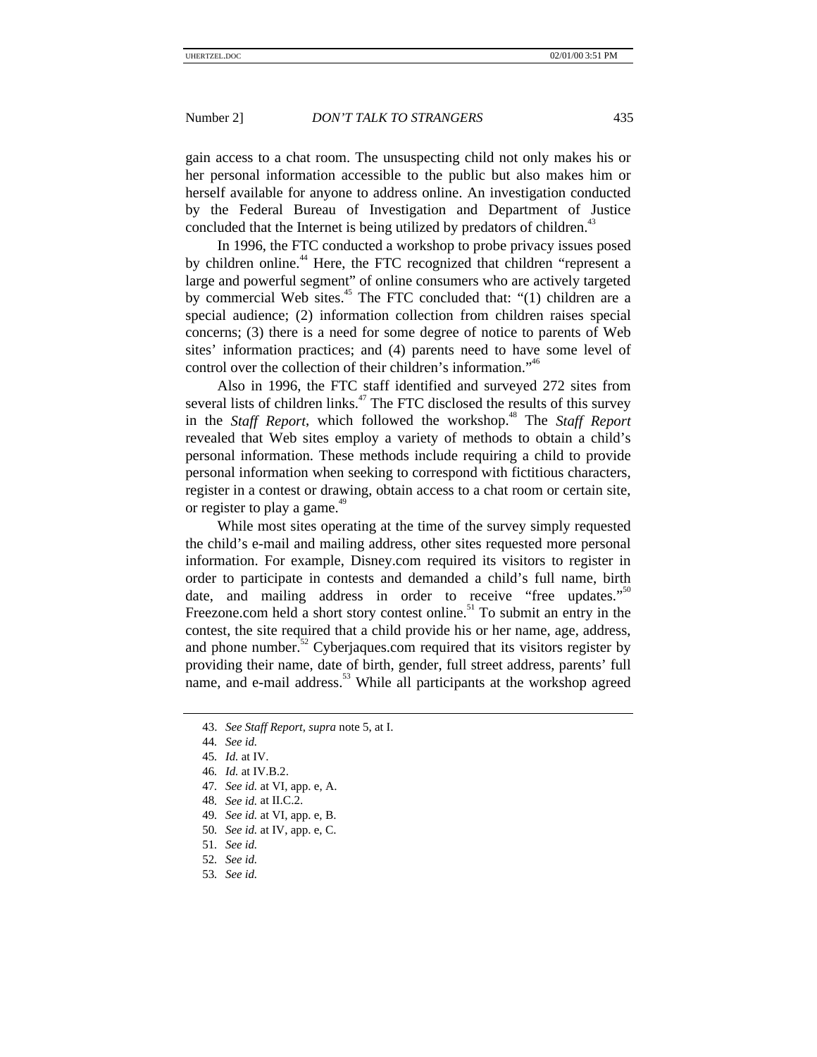gain access to a chat room. The unsuspecting child not only makes his or her personal information accessible to the public but also makes him or herself available for anyone to address online. An investigation conducted by the Federal Bureau of Investigation and Department of Justice concluded that the Internet is being utilized by predators of children.[43]

In 1996, the FTC conducted a workshop to probe privacy issues posed by children online.[44] Here, the FTC recognized that children "represent a large and powerful segment" of online consumers who are actively targeted by commercial Web sites.[45] The FTC concluded that: "(1) children are a special audience; (2) information collection from children raises special concerns; (3) there is a need for some degree of notice to parents of Web sites' information practices; and (4) parents need to have some level of control over the collection of their children's information."[46]

Also in 1996, the FTC staff identified and surveyed 272 sites from several lists of children links.[47] The FTC disclosed the results of this survey in the *Staff Report*, which followed the workshop.[48] The *Staff Report* revealed that Web sites employ a variety of methods to obtain a child's personal information. These methods include requiring a child to provide personal information when seeking to correspond with fictitious characters, register in a contest or drawing, obtain access to a chat room or certain site, or register to play a game.[49]

While most sites operating at the time of the survey simply requested the child's e-mail and mailing address, other sites requested more personal information. For example, Disney.com required its visitors to register in order to participate in contests and demanded a child's full name, birth date, and mailing address in order to receive "free updates."[50] Freezone.com held a short story contest online.[51] To submit an entry in the contest, the site required that a child provide his or her name, age, address, and phone number.[52] Cyberjaques.com required that its visitors register by providing their name, date of birth, gender, full street address, parents' full name, and e-mail address.[53] While all participants at the workshop agreed

---

43. *See Staff Report*, *supra* note 5, at I.
44. *See id.*
45. *Id.* at IV.
46. *Id.* at IV.B.2.
47. *See id.* at VI, app. e, A.
48. *See id.* at II.C.2.
49. *See id.* at VI, app. e, B.
50. *See id.* at IV, app. e, C.
51. *See id.*
52. *See id.*
53. *See id.*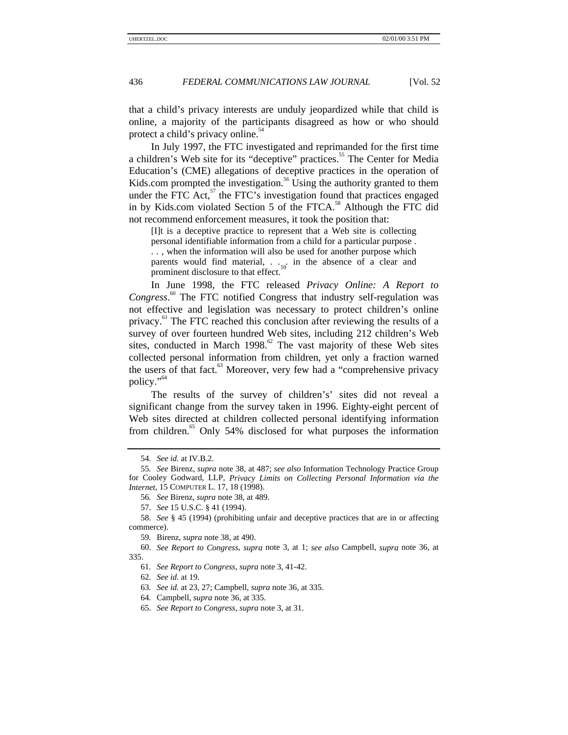that a child's privacy interests are unduly jeopardized while that child is online, a majority of the participants disagreed as how or who should protect a child's privacy online.[54]

In July 1997, the FTC investigated and reprimanded for the first time a children's Web site for its "deceptive" practices.[55] The Center for Media Education's (CME) allegations of deceptive practices in the operation of Kids.com prompted the investigation.[56] Using the authority granted to them under the FTC Act,[57] the FTC's investigation found that practices engaged in by Kids.com violated Section 5 of the FTCA.[58] Although the FTC did not recommend enforcement measures, it took the position that:

> [I]t is a deceptive practice to represent that a Web site is collecting personal identifiable information from a child for a particular purpose . . . , when the information will also be used for another purpose which parents would find material, . . . in the absence of a clear and prominent disclosure to that effect.[59]

In June 1998, the FTC released *Privacy Online: A Report to Congress*.[60] The FTC notified Congress that industry self-regulation was not effective and legislation was necessary to protect children's online privacy.[61] The FTC reached this conclusion after reviewing the results of a survey of over fourteen hundred Web sites, including 212 children's Web sites, conducted in March 1998.[62] The vast majority of these Web sites collected personal information from children, yet only a fraction warned the users of that fact.[63] Moreover, very few had a "comprehensive privacy policy."[64]

The results of the survey of children's' sites did not reveal a significant change from the survey taken in 1996. Eighty-eight percent of Web sites directed at children collected personal identifying information from children.[65] Only 54% disclosed for what purposes the information

---

54. *See id.* at IV.B.2.

55. *See* Birenz, *supra* note 38, at 487; *see also* Information Technology Practice Group for Cooley Godward, LLP, *Privacy Limits on Collecting Personal Information via the Internet*, 15 COMPUTER L. 17, 18 (1998).

56. *See* Birenz, *supra* note 38, at 489.

57. *See* 15 U.S.C. § 41 (1994).

58. *See* § 45 (1994) (prohibiting unfair and deceptive practices that are in or affecting commerce).

59. Birenz, *supra* note 38, at 490.

60. *See Report to Congress*, *supra* note 3, at 1; *see also* Campbell, *supra* note 36, at 335.

61. *See Report to Congress*, *supra* note 3, 41-42.

62. *See id.* at 19.

63. *See id.* at 23, 27; Campbell, *supra* note 36, at 335.

64. Campbell, *supra* note 36, at 335.

65. *See Report to Congress*, *supra* note 3, at 31.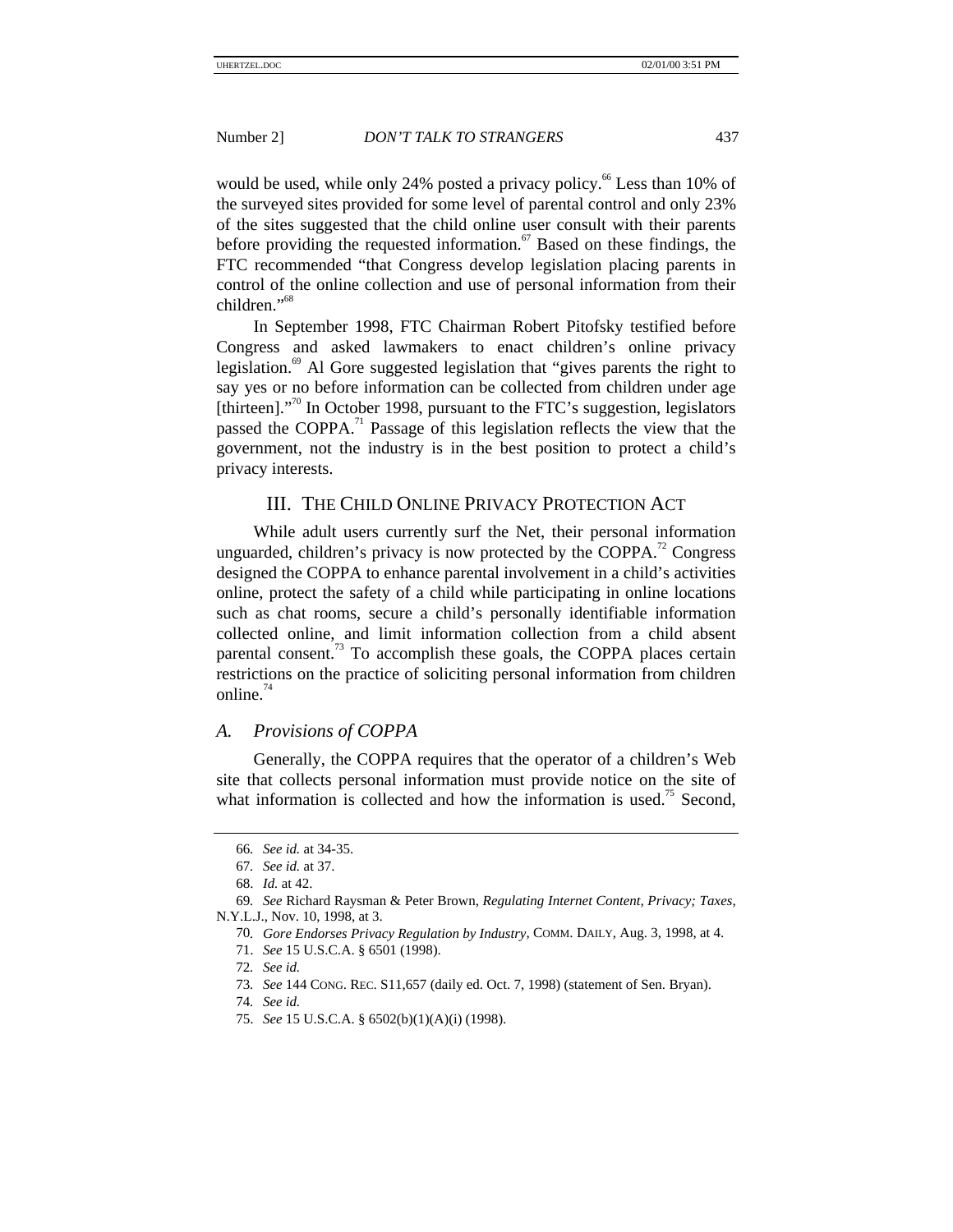would be used, while only 24% posted a privacy policy.[66] Less than 10% of the surveyed sites provided for some level of parental control and only 23% of the sites suggested that the child online user consult with their parents before providing the requested information.[67] Based on these findings, the FTC recommended "that Congress develop legislation placing parents in control of the online collection and use of personal information from their children."[68]

In September 1998, FTC Chairman Robert Pitofsky testified before Congress and asked lawmakers to enact children's online privacy legislation.[69] Al Gore suggested legislation that "gives parents the right to say yes or no before information can be collected from children under age [thirteen]."[70] In October 1998, pursuant to the FTC's suggestion, legislators passed the COPPA.[71] Passage of this legislation reflects the view that the government, not the industry is in the best position to protect a child's privacy interests.

## III. The Child Online Privacy Protection Act

While adult users currently surf the Net, their personal information unguarded, children's privacy is now protected by the COPPA.[72] Congress designed the COPPA to enhance parental involvement in a child's activities online, protect the safety of a child while participating in online locations such as chat rooms, secure a child's personally identifiable information collected online, and limit information collection from a child absent parental consent.[73] To accomplish these goals, the COPPA places certain restrictions on the practice of soliciting personal information from children online.[74]

### *A. Provisions of COPPA*

Generally, the COPPA requires that the operator of a children's Web site that collects personal information must provide notice on the site of what information is collected and how the information is used.[75] Second,

---

66. *See id.* at 34-35.

67. *See id.* at 37.

68. *Id.* at 42.

69. *See* Richard Raysman & Peter Brown, *Regulating Internet Content, Privacy; Taxes*, N.Y.L.J., Nov. 10, 1998, at 3.

70. *Gore Endorses Privacy Regulation by Industry*, COMM. DAILY, Aug. 3, 1998, at 4.

71. *See* 15 U.S.C.A. § 6501 (1998).

72. *See id.*

73. *See* 144 CONG. REC. S11,657 (daily ed. Oct. 7, 1998) (statement of Sen. Bryan).

74. *See id.*

75. *See* 15 U.S.C.A. § 6502(b)(1)(A)(i) (1998).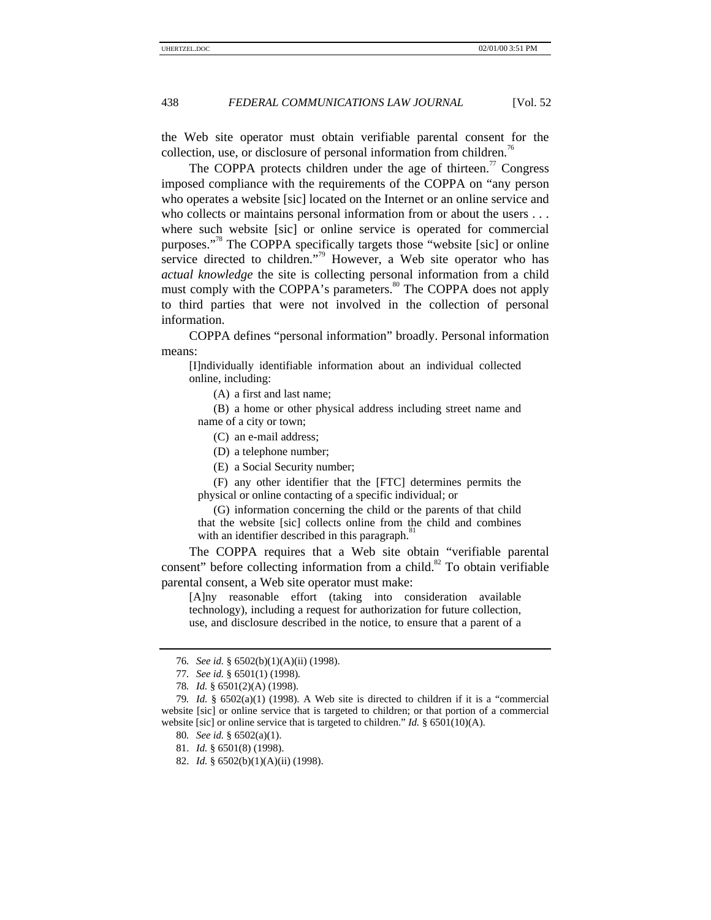the Web site operator must obtain verifiable parental consent for the collection, use, or disclosure of personal information from children.[76]

The COPPA protects children under the age of thirteen.[77] Congress imposed compliance with the requirements of the COPPA on "any person who operates a website [sic] located on the Internet or an online service and who collects or maintains personal information from or about the users . . . where such website [sic] or online service is operated for commercial purposes."[78] The COPPA specifically targets those "website [sic] or online service directed to children."[79] However, a Web site operator who has *actual knowledge* the site is collecting personal information from a child must comply with the COPPA's parameters.[80] The COPPA does not apply to third parties that were not involved in the collection of personal information.

COPPA defines "personal information" broadly. Personal information means:

> [I]ndividually identifiable information about an individual collected online, including:
>
> (A) a first and last name;
>
> (B) a home or other physical address including street name and name of a city or town;
>
> (C) an e-mail address;
>
> (D) a telephone number;
>
> (E) a Social Security number;
>
> (F) any other identifier that the [FTC] determines permits the physical or online contacting of a specific individual; or
>
> (G) information concerning the child or the parents of that child that the website [sic] collects online from the child and combines with an identifier described in this paragraph.[81]

The COPPA requires that a Web site obtain "verifiable parental consent" before collecting information from a child.[82] To obtain verifiable parental consent, a Web site operator must make:

> [A]ny reasonable effort (taking into consideration available technology), including a request for authorization for future collection, use, and disclosure described in the notice, to ensure that a parent of a

---

76. *See id.* § 6502(b)(1)(A)(ii) (1998).

77. *See id.* § 6501(1) (1998).

78. *Id.* § 6501(2)(A) (1998).

79. *Id.* § 6502(a)(1) (1998). A Web site is directed to children if it is a "commercial website [sic] or online service that is targeted to children; or that portion of a commercial website [sic] or online service that is targeted to children." *Id.* § 6501(10)(A).

80. *See id.* § 6502(a)(1).

81. *Id.* § 6501(8) (1998).

82. *Id.* § 6502(b)(1)(A)(ii) (1998).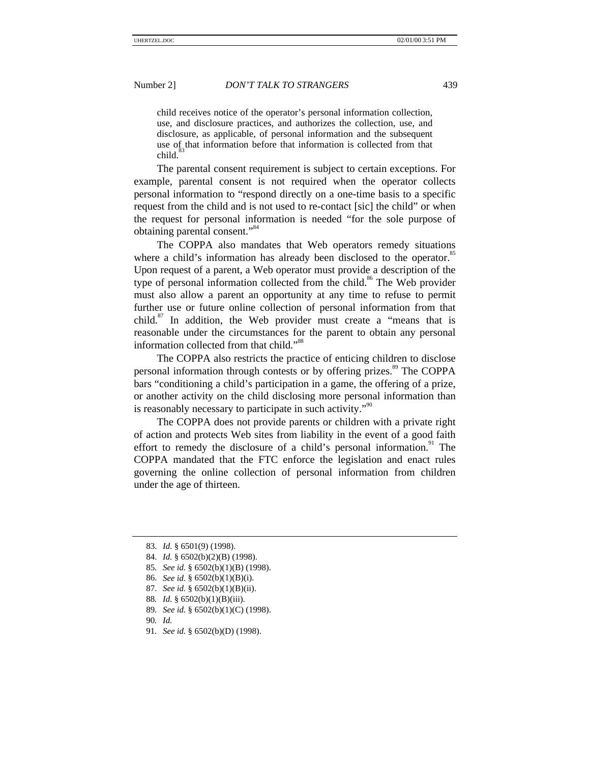> child receives notice of the operator's personal information collection, use, and disclosure practices, and authorizes the collection, use, and disclosure, as applicable, of personal information and the subsequent use of that information before that information is collected from that child.[83]

The parental consent requirement is subject to certain exceptions. For example, parental consent is not required when the operator collects personal information to "respond directly on a one-time basis to a specific request from the child and is not used to re-contact [sic] the child" or when the request for personal information is needed "for the sole purpose of obtaining parental consent."[84]

The COPPA also mandates that Web operators remedy situations where a child's information has already been disclosed to the operator.[85] Upon request of a parent, a Web operator must provide a description of the type of personal information collected from the child.[86] The Web provider must also allow a parent an opportunity at any time to refuse to permit further use or future online collection of personal information from that child.[87] In addition, the Web provider must create a "means that is reasonable under the circumstances for the parent to obtain any personal information collected from that child."[88]

The COPPA also restricts the practice of enticing children to disclose personal information through contests or by offering prizes.[89] The COPPA bars "conditioning a child's participation in a game, the offering of a prize, or another activity on the child disclosing more personal information than is reasonably necessary to participate in such activity."[90]

The COPPA does not provide parents or children with a private right of action and protects Web sites from liability in the event of a good faith effort to remedy the disclosure of a child's personal information.[91] The COPPA mandated that the FTC enforce the legislation and enact rules governing the online collection of personal information from children under the age of thirteen.

---

83. *Id.* § 6501(9) (1998).
84. *Id.* § 6502(b)(2)(B) (1998).
85. *See id.* § 6502(b)(1)(B) (1998).
86. *See id.* § 6502(b)(1)(B)(i).
87. *See id.* § 6502(b)(1)(B)(ii).
88. *Id.* § 6502(b)(1)(B)(iii).
89. *See id.* § 6502(b)(1)(C) (1998).
90. *Id.*
91. *See id.* § 6502(b)(D) (1998).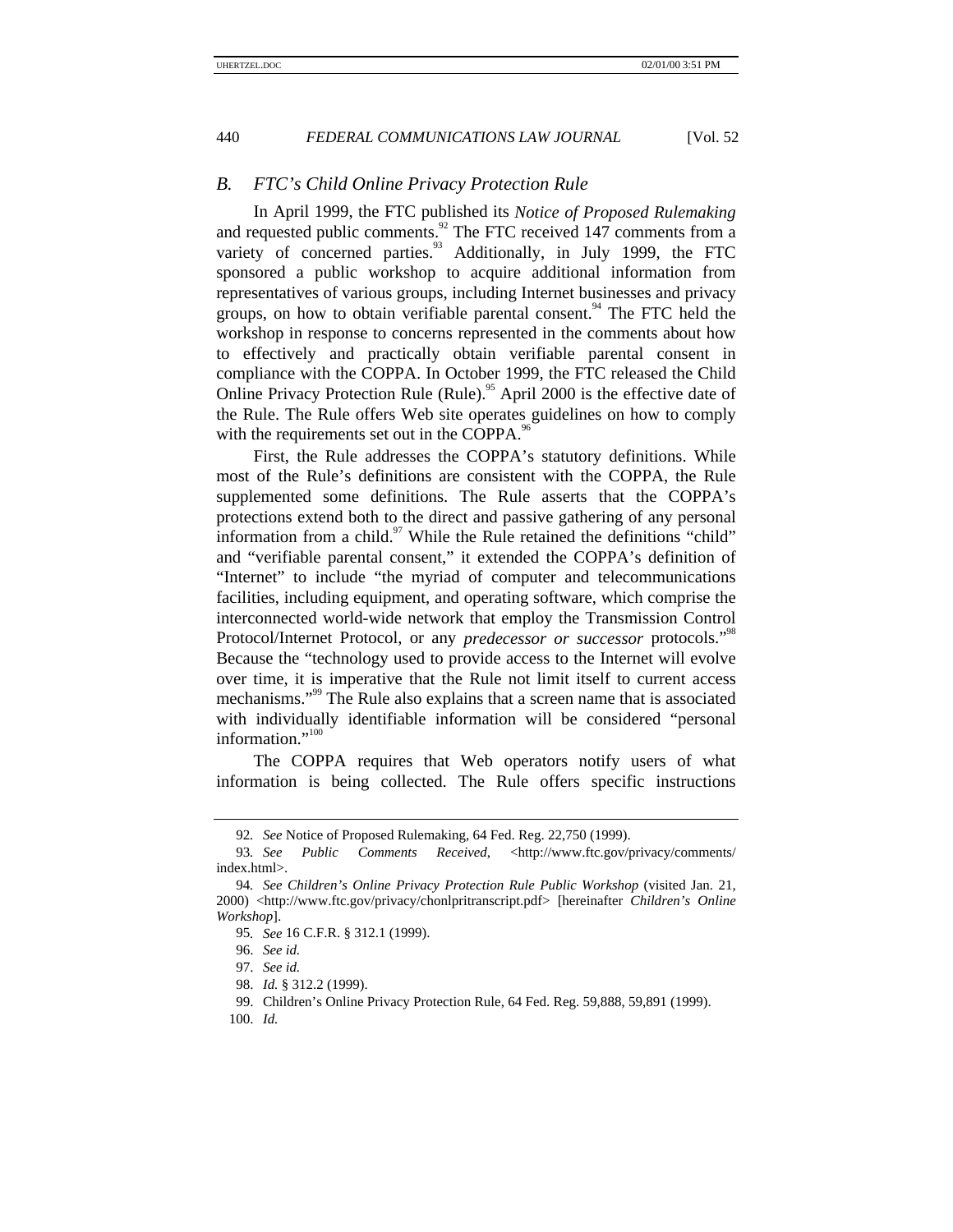### *B. FTC's Child Online Privacy Protection Rule*

In April 1999, the FTC published its *Notice of Proposed Rulemaking* and requested public comments.[92] The FTC received 147 comments from a variety of concerned parties.[93] Additionally, in July 1999, the FTC sponsored a public workshop to acquire additional information from representatives of various groups, including Internet businesses and privacy groups, on how to obtain verifiable parental consent.[94] The FTC held the workshop in response to concerns represented in the comments about how to effectively and practically obtain verifiable parental consent in compliance with the COPPA. In October 1999, the FTC released the Child Online Privacy Protection Rule (Rule).[95] April 2000 is the effective date of the Rule. The Rule offers Web site operates guidelines on how to comply with the requirements set out in the COPPA.[96]

First, the Rule addresses the COPPA's statutory definitions. While most of the Rule's definitions are consistent with the COPPA, the Rule supplemented some definitions. The Rule asserts that the COPPA's protections extend both to the direct and passive gathering of any personal information from a child.[97] While the Rule retained the definitions "child" and "verifiable parental consent," it extended the COPPA's definition of "Internet" to include "the myriad of computer and telecommunications facilities, including equipment, and operating software, which comprise the interconnected world-wide network that employ the Transmission Control Protocol/Internet Protocol, or any *predecessor or successor* protocols."[98] Because the "technology used to provide access to the Internet will evolve over time, it is imperative that the Rule not limit itself to current access mechanisms."[99] The Rule also explains that a screen name that is associated with individually identifiable information will be considered "personal information."[100]

The COPPA requires that Web operators notify users of what information is being collected. The Rule offers specific instructions

---

92. *See* Notice of Proposed Rulemaking, 64 Fed. Reg. 22,750 (1999).

93. *See Public Comments Received*, <http://www.ftc.gov/privacy/comments/index.html>.

94. *See Children's Online Privacy Protection Rule Public Workshop* (visited Jan. 21, 2000) <http://www.ftc.gov/privacy/chonlpritranscript.pdf> [hereinafter *Children's Online Workshop*].

95. *See* 16 C.F.R. § 312.1 (1999).

96. *See id.*

97. *See id.*

98. *Id.* § 312.2 (1999).

99. Children's Online Privacy Protection Rule, 64 Fed. Reg. 59,888, 59,891 (1999).

100. *Id.*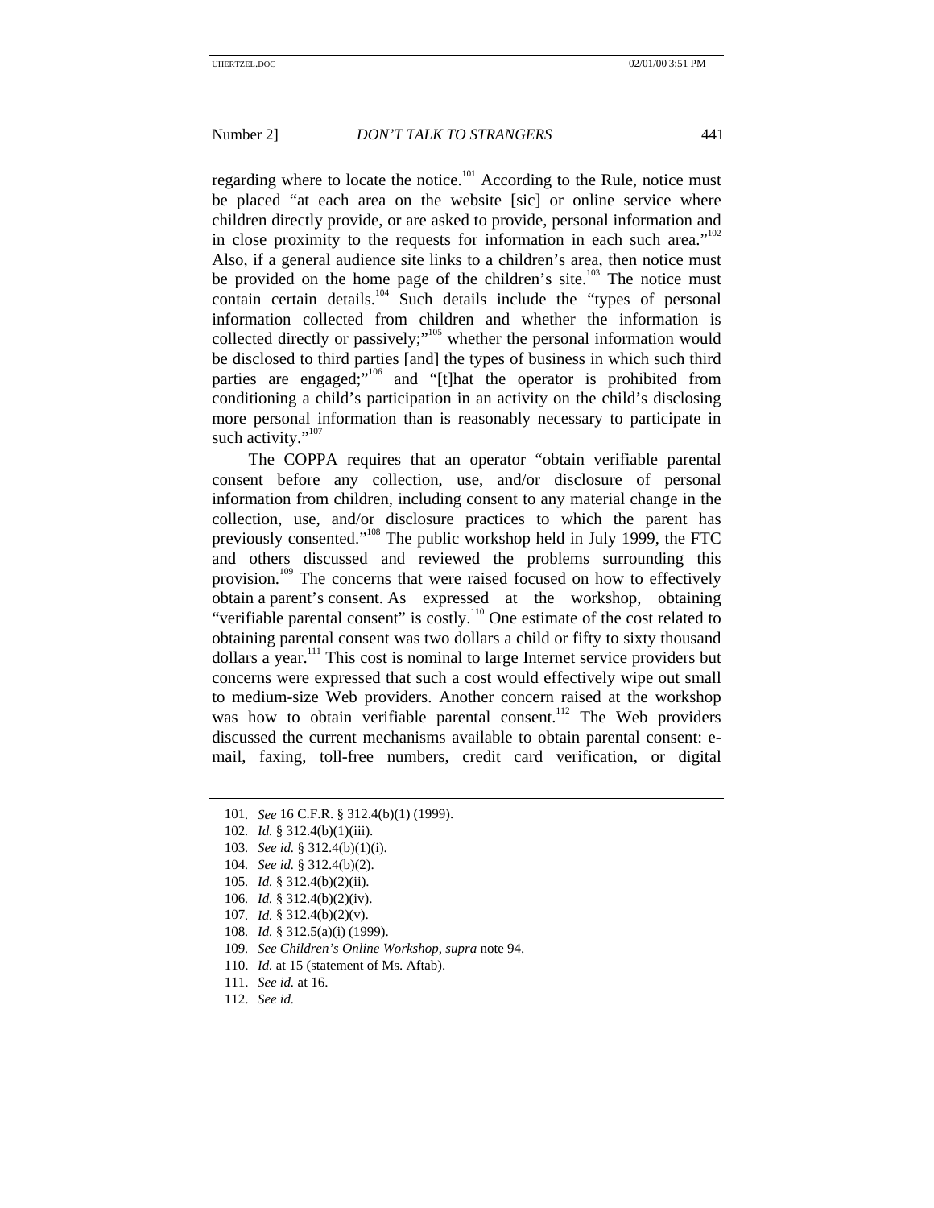regarding where to locate the notice.[101] According to the Rule, notice must be placed "at each area on the website [sic] or online service where children directly provide, or are asked to provide, personal information and in close proximity to the requests for information in each such area."[102] Also, if a general audience site links to a children's area, then notice must be provided on the home page of the children's site.[103] The notice must contain certain details.[104] Such details include the "types of personal information collected from children and whether the information is collected directly or passively;"[105] whether the personal information would be disclosed to third parties [and] the types of business in which such third parties are engaged;"[106] and "[t]hat the operator is prohibited from conditioning a child's participation in an activity on the child's disclosing more personal information than is reasonably necessary to participate in such activity."[107]

The COPPA requires that an operator "obtain verifiable parental consent before any collection, use, and/or disclosure of personal information from children, including consent to any material change in the collection, use, and/or disclosure practices to which the parent has previously consented."[108] The public workshop held in July 1999, the FTC and others discussed and reviewed the problems surrounding this provision.[109] The concerns that were raised focused on how to effectively obtain a parent's consent. As expressed at the workshop, obtaining "verifiable parental consent" is costly.[110] One estimate of the cost related to obtaining parental consent was two dollars a child or fifty to sixty thousand dollars a year.[111] This cost is nominal to large Internet service providers but concerns were expressed that such a cost would effectively wipe out small to medium-size Web providers. Another concern raised at the workshop was how to obtain verifiable parental consent.[112] The Web providers discussed the current mechanisms available to obtain parental consent: e-mail, faxing, toll-free numbers, credit card verification, or digital

---

101. *See* 16 C.F.R. § 312.4(b)(1) (1999).
102. *Id.* § 312.4(b)(1)(iii).
103. *See id.* § 312.4(b)(1)(i).
104. *See id.* § 312.4(b)(2).
105. *Id.* § 312.4(b)(2)(ii).
106. *Id.* § 312.4(b)(2)(iv).
107. *Id.* § 312.4(b)(2)(v).
108. *Id.* § 312.5(a)(i) (1999).
109. *See Children's Online Workshop*, *supra* note 94.
110. *Id.* at 15 (statement of Ms. Aftab).
111. *See id.* at 16.
112. *See id.*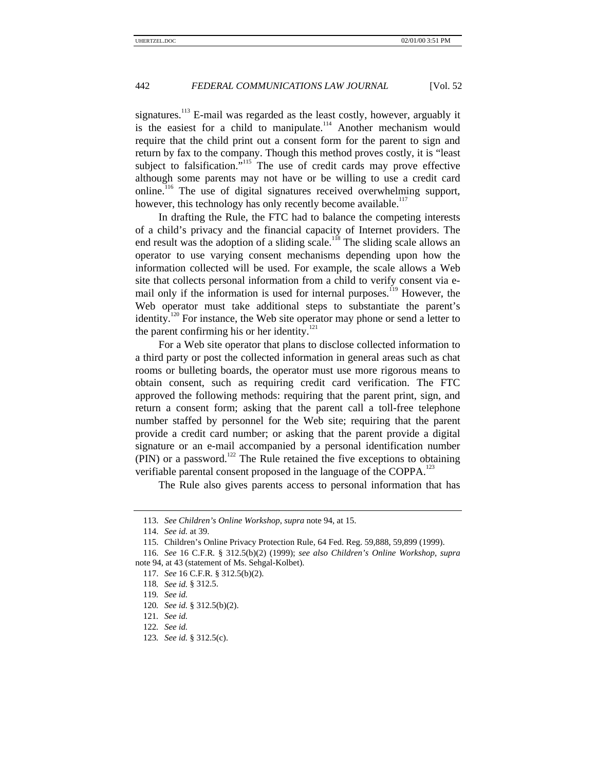signatures.[113] E-mail was regarded as the least costly, however, arguably it is the easiest for a child to manipulate.[114] Another mechanism would require that the child print out a consent form for the parent to sign and return by fax to the company. Though this method proves costly, it is "least subject to falsification."[115] The use of credit cards may prove effective although some parents may not have or be willing to use a credit card online.[116] The use of digital signatures received overwhelming support, however, this technology has only recently become available.[117]

In drafting the Rule, the FTC had to balance the competing interests of a child's privacy and the financial capacity of Internet providers. The end result was the adoption of a sliding scale.[118] The sliding scale allows an operator to use varying consent mechanisms depending upon how the information collected will be used. For example, the scale allows a Web site that collects personal information from a child to verify consent via e-mail only if the information is used for internal purposes.[119] However, the Web operator must take additional steps to substantiate the parent's identity.[120] For instance, the Web site operator may phone or send a letter to the parent confirming his or her identity.[121]

For a Web site operator that plans to disclose collected information to a third party or post the collected information in general areas such as chat rooms or bulleting boards, the operator must use more rigorous means to obtain consent, such as requiring credit card verification. The FTC approved the following methods: requiring that the parent print, sign, and return a consent form; asking that the parent call a toll-free telephone number staffed by personnel for the Web site; requiring that the parent provide a credit card number; or asking that the parent provide a digital signature or an e-mail accompanied by a personal identification number (PIN) or a password.[122] The Rule retained the five exceptions to obtaining verifiable parental consent proposed in the language of the COPPA.[123]

The Rule also gives parents access to personal information that has

---

113. *See Children's Online Workshop*, *supra* note 94, at 15.

114. *See id.* at 39.

115. Children's Online Privacy Protection Rule, 64 Fed. Reg. 59,888, 59,899 (1999).

116. *See* 16 C.F.R. § 312.5(b)(2) (1999); *see also Children's Online Workshop*, *supra* note 94, at 43 (statement of Ms. Sehgal-Kolbet).

117. *See* 16 C.F.R. § 312.5(b)(2).

118. *See id.* § 312.5.

119. *See id.*

120. *See id.* § 312.5(b)(2).

121. *See id.*

122. *See id.*

123. *See id.* § 312.5(c).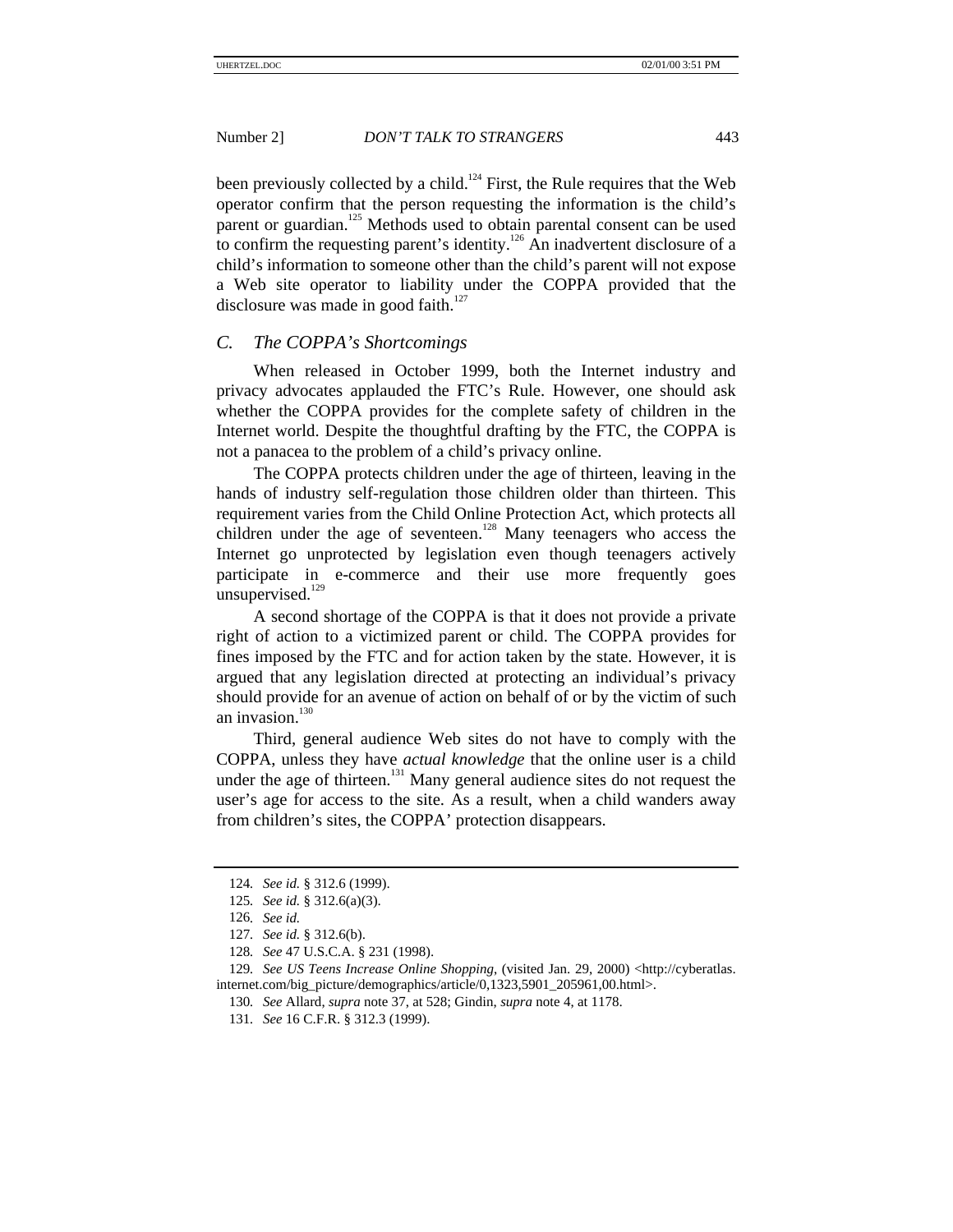been previously collected by a child.[124] First, the Rule requires that the Web operator confirm that the person requesting the information is the child's parent or guardian.[125] Methods used to obtain parental consent can be used to confirm the requesting parent's identity.[126] An inadvertent disclosure of a child's information to someone other than the child's parent will not expose a Web site operator to liability under the COPPA provided that the disclosure was made in good faith.[127]

### *C. The COPPA's Shortcomings*

When released in October 1999, both the Internet industry and privacy advocates applauded the FTC's Rule. However, one should ask whether the COPPA provides for the complete safety of children in the Internet world. Despite the thoughtful drafting by the FTC, the COPPA is not a panacea to the problem of a child's privacy online.

The COPPA protects children under the age of thirteen, leaving in the hands of industry self-regulation those children older than thirteen. This requirement varies from the Child Online Protection Act, which protects all children under the age of seventeen.[128] Many teenagers who access the Internet go unprotected by legislation even though teenagers actively participate in e-commerce and their use more frequently goes unsupervised.[129]

A second shortage of the COPPA is that it does not provide a private right of action to a victimized parent or child. The COPPA provides for fines imposed by the FTC and for action taken by the state. However, it is argued that any legislation directed at protecting an individual's privacy should provide for an avenue of action on behalf of or by the victim of such an invasion.[130]

Third, general audience Web sites do not have to comply with the COPPA, unless they have *actual knowledge* that the online user is a child under the age of thirteen.[131] Many general audience sites do not request the user's age for access to the site. As a result, when a child wanders away from children's sites, the COPPA' protection disappears.

---

124. *See id.* § 312.6 (1999).

125. *See id.* § 312.6(a)(3).

126. *See id.*

127. *See id.* § 312.6(b).

128. *See* 47 U.S.C.A. § 231 (1998).

129. *See US Teens Increase Online Shopping*, (visited Jan. 29, 2000) <http://cyberatlas.internet.com/big_picture/demographics/article/0,1323,5901_205961,00.html>.

130. *See* Allard, *supra* note 37, at 528; Gindin, *supra* note 4, at 1178.

131. *See* 16 C.F.R. § 312.3 (1999).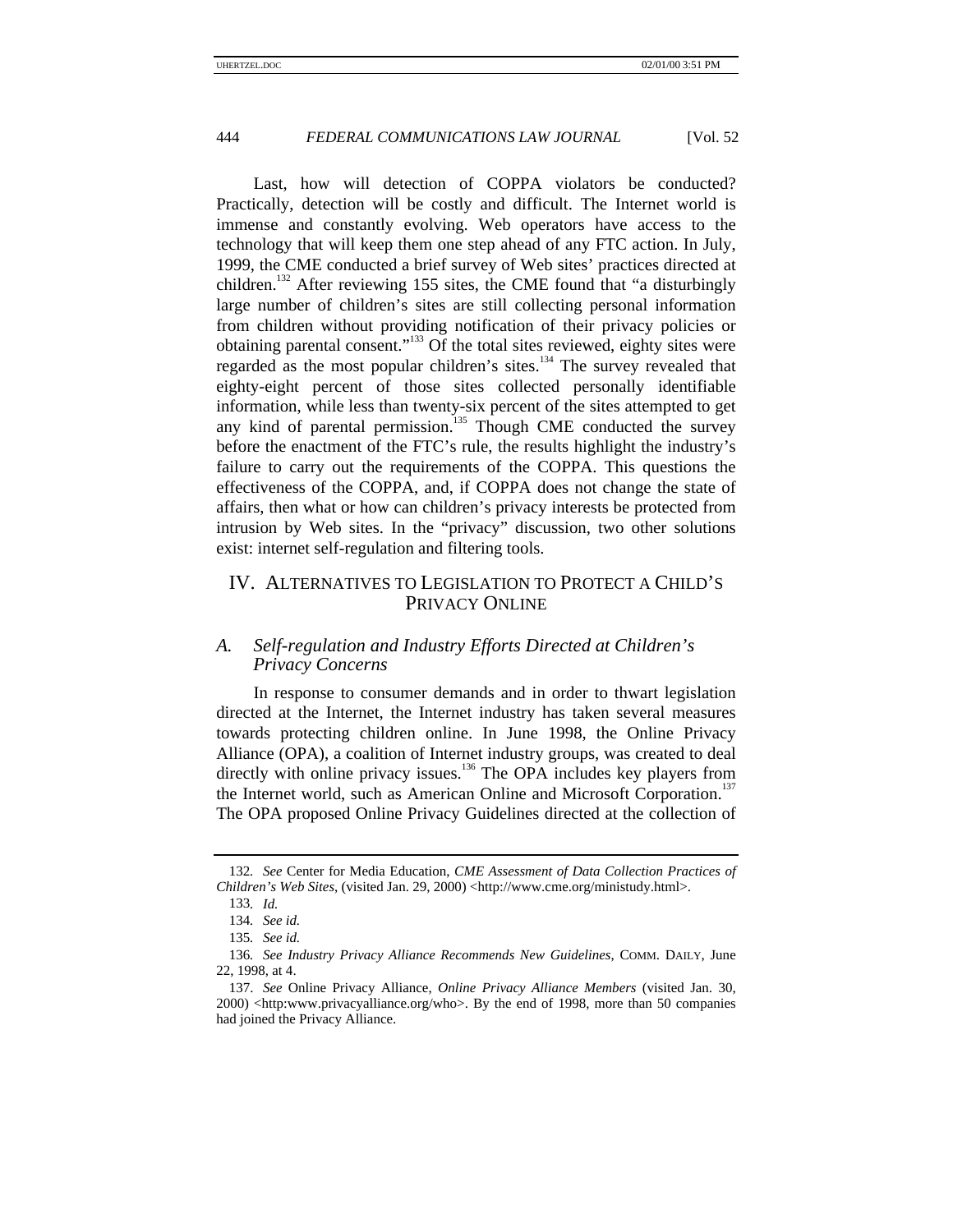Last, how will detection of COPPA violators be conducted? Practically, detection will be costly and difficult. The Internet world is immense and constantly evolving. Web operators have access to the technology that will keep them one step ahead of any FTC action. In July, 1999, the CME conducted a brief survey of Web sites' practices directed at children.[132] After reviewing 155 sites, the CME found that "a disturbingly large number of children's sites are still collecting personal information from children without providing notification of their privacy policies or obtaining parental consent."[133] Of the total sites reviewed, eighty sites were regarded as the most popular children's sites.[134] The survey revealed that eighty-eight percent of those sites collected personally identifiable information, while less than twenty-six percent of the sites attempted to get any kind of parental permission.[135] Though CME conducted the survey before the enactment of the FTC's rule, the results highlight the industry's failure to carry out the requirements of the COPPA. This questions the effectiveness of the COPPA, and, if COPPA does not change the state of affairs, then what or how can children's privacy interests be protected from intrusion by Web sites. In the "privacy" discussion, two other solutions exist: internet self-regulation and filtering tools.

## IV. Alternatives to Legislation to Protect a Child's Privacy Online

### A. *Self-regulation and Industry Efforts Directed at Children's Privacy Concerns*

In response to consumer demands and in order to thwart legislation directed at the Internet, the Internet industry has taken several measures towards protecting children online. In June 1998, the Online Privacy Alliance (OPA), a coalition of Internet industry groups, was created to deal directly with online privacy issues.[136] The OPA includes key players from the Internet world, such as American Online and Microsoft Corporation.[137] The OPA proposed Online Privacy Guidelines directed at the collection of

---

132. *See* Center for Media Education, *CME Assessment of Data Collection Practices of Children's Web Sites*, (visited Jan. 29, 2000) <http://www.cme.org/ministudy.html>.

133. *Id.*

134. *See id.*

135. *See id.*

136. *See Industry Privacy Alliance Recommends New Guidelines*, COMM. DAILY, June 22, 1998, at 4.

137. *See* Online Privacy Alliance, *Online Privacy Alliance Members* (visited Jan. 30, 2000) <http:www.privacyalliance.org/who>. By the end of 1998, more than 50 companies had joined the Privacy Alliance.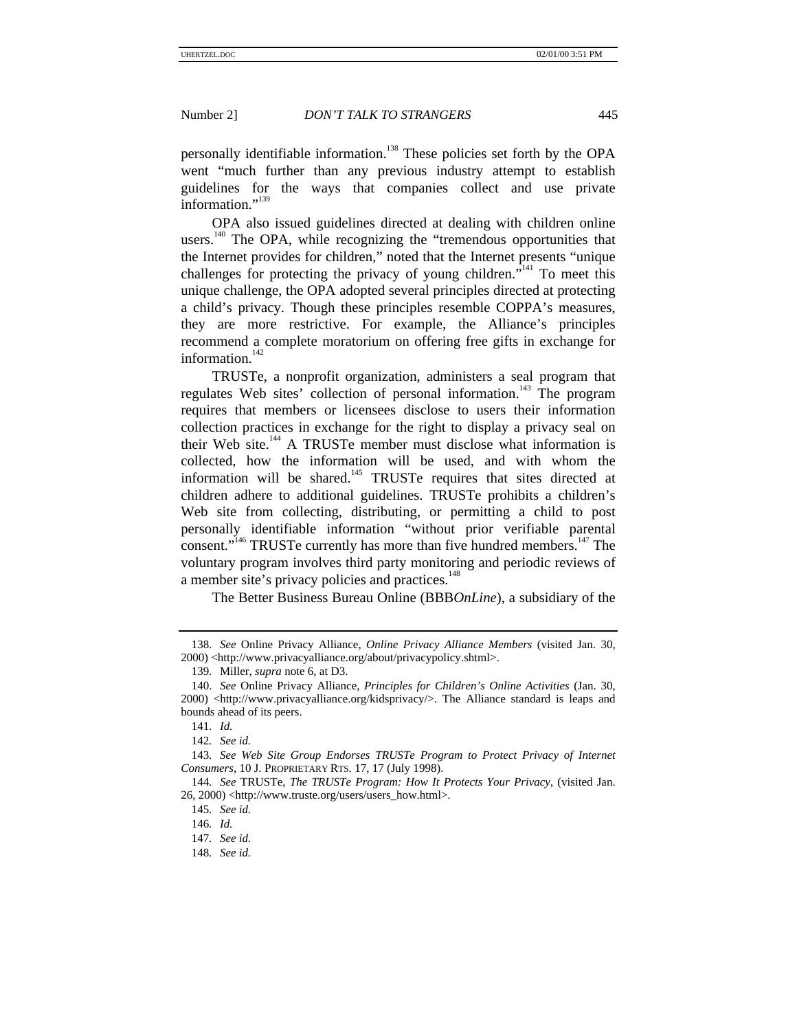personally identifiable information.[138] These policies set forth by the OPA went "much further than any previous industry attempt to establish guidelines for the ways that companies collect and use private information."[139]

OPA also issued guidelines directed at dealing with children online users.[140] The OPA, while recognizing the "tremendous opportunities that the Internet provides for children," noted that the Internet presents "unique challenges for protecting the privacy of young children."[141] To meet this unique challenge, the OPA adopted several principles directed at protecting a child's privacy. Though these principles resemble COPPA's measures, they are more restrictive. For example, the Alliance's principles recommend a complete moratorium on offering free gifts in exchange for information.[142]

TRUSTe, a nonprofit organization, administers a seal program that regulates Web sites' collection of personal information.[143] The program requires that members or licensees disclose to users their information collection practices in exchange for the right to display a privacy seal on their Web site.[144] A TRUSTe member must disclose what information is collected, how the information will be used, and with whom the information will be shared.[145] TRUSTe requires that sites directed at children adhere to additional guidelines. TRUSTe prohibits a children's Web site from collecting, distributing, or permitting a child to post personally identifiable information "without prior verifiable parental consent."[146] TRUSTe currently has more than five hundred members.[147] The voluntary program involves third party monitoring and periodic reviews of a member site's privacy policies and practices.[148]

The Better Business Bureau Online (BBB*OnLine*), a subsidiary of the

---

138. *See* Online Privacy Alliance, *Online Privacy Alliance Members* (visited Jan. 30, 2000) <http://www.privacyalliance.org/about/privacypolicy.shtml>.

139. Miller, *supra* note 6, at D3.

140. *See* Online Privacy Alliance, *Principles for Children's Online Activities* (Jan. 30, 2000) <http://www.privacyalliance.org/kidsprivacy/>. The Alliance standard is leaps and bounds ahead of its peers.

141. *Id.*

142. *See id.*

143. *See Web Site Group Endorses TRUSTe Program to Protect Privacy of Internet Consumers*, 10 J. PROPRIETARY RTS. 17, 17 (July 1998).

144. *See* TRUSTe, *The TRUSTe Program: How It Protects Your Privacy*, (visited Jan. 26, 2000) <http://www.truste.org/users/users_how.html>.

145. *See id.*

146. *Id.*

147. *See id.*

148. *See id.*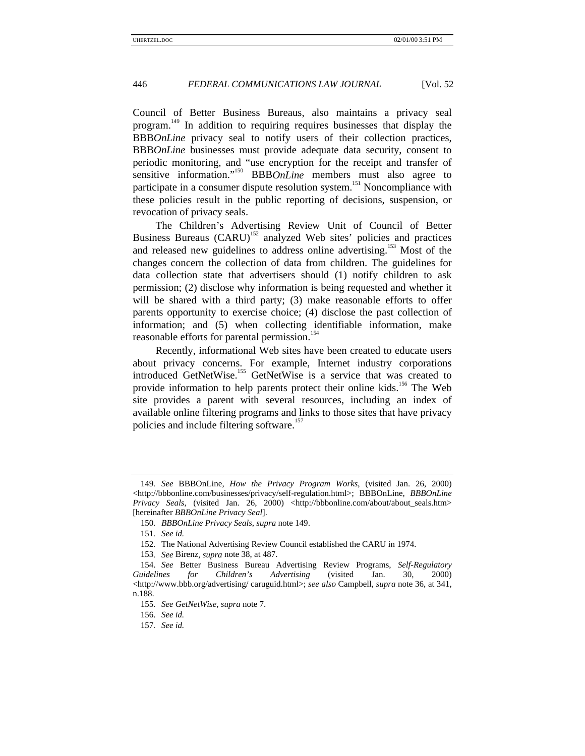Council of Better Business Bureaus, also maintains a privacy seal program.[149] In addition to requiring requires businesses that display the BBB*OnLine* privacy seal to notify users of their collection practices, BBB*OnLine* businesses must provide adequate data security, consent to periodic monitoring, and "use encryption for the receipt and transfer of sensitive information."[150] BBB*OnLine* members must also agree to participate in a consumer dispute resolution system.[151] Noncompliance with these policies result in the public reporting of decisions, suspension, or revocation of privacy seals.

The Children's Advertising Review Unit of Council of Better Business Bureaus (CARU)[152] analyzed Web sites' policies and practices and released new guidelines to address online advertising.[153] Most of the changes concern the collection of data from children. The guidelines for data collection state that advertisers should (1) notify children to ask permission; (2) disclose why information is being requested and whether it will be shared with a third party; (3) make reasonable efforts to offer parents opportunity to exercise choice; (4) disclose the past collection of information; and (5) when collecting identifiable information, make reasonable efforts for parental permission.[154]

Recently, informational Web sites have been created to educate users about privacy concerns. For example, Internet industry corporations introduced GetNetWise.[155] GetNetWise is a service that was created to provide information to help parents protect their online kids.[156] The Web site provides a parent with several resources, including an index of available online filtering programs and links to those sites that have privacy policies and include filtering software.[157]

---

149. *See* BBBOnLine, *How the Privacy Program Works*, (visited Jan. 26, 2000) <http://bbbonline.com/businesses/privacy/self-regulation.html>; BBBOnLine, *BBBOnLine Privacy Seals*, (visited Jan. 26, 2000) <http://bbbonline.com/about/about_seals.htm> [hereinafter *BBBOnLine Privacy Seal*].

150. *BBBOnLine Privacy Seals*, *supra* note 149.

151. *See id.*

152. The National Advertising Review Council established the CARU in 1974.

153. *See* Birenz, *supra* note 38, at 487.

154. *See* Better Business Bureau Advertising Review Programs, *Self-Regulatory Guidelines for Children's Advertising* (visited Jan. 30, 2000) <http://www.bbb.org/advertising/ caruguid.html>; *see also* Campbell, *supra* note 36, at 341, n.188.

155. *See GetNetWise*, *supra* note 7.

156. *See id.*

157. *See id.*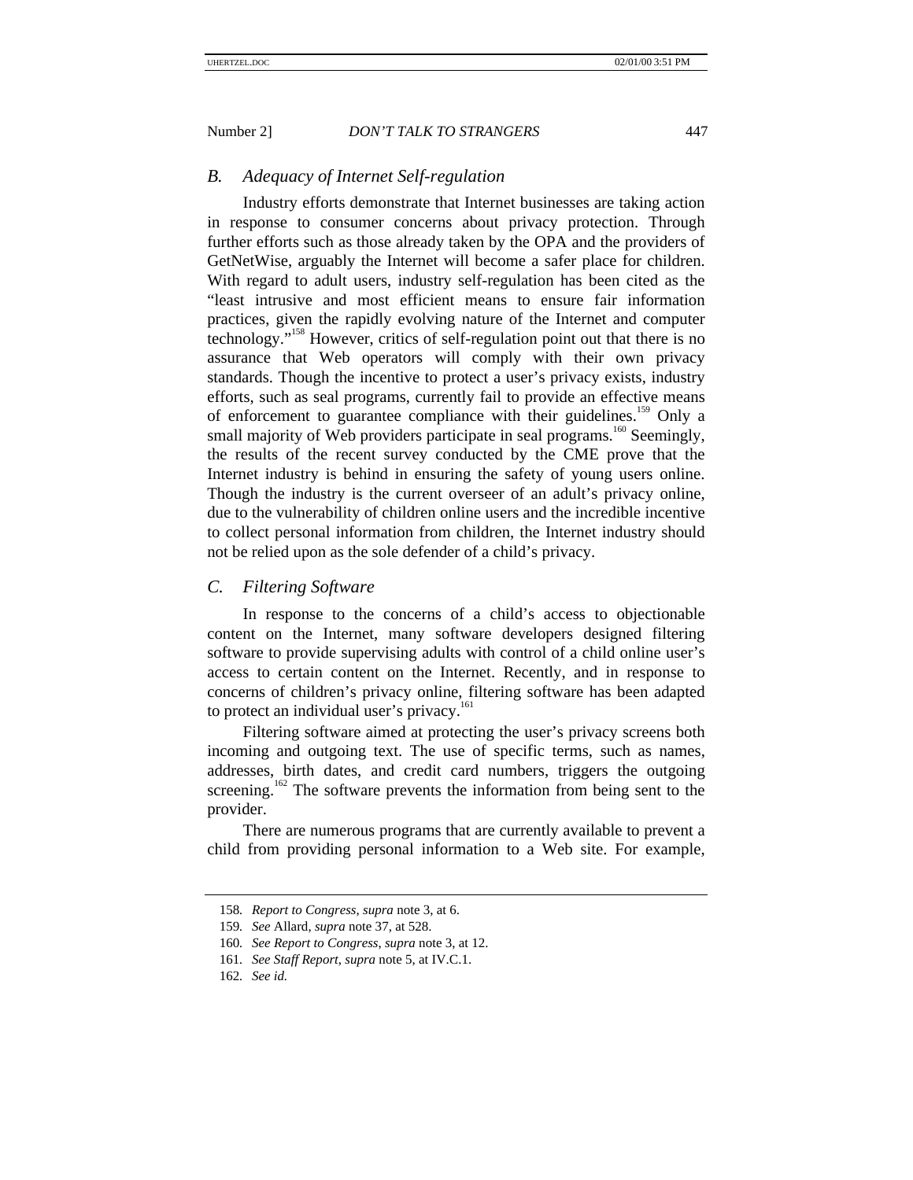### B. *Adequacy of Internet Self-regulation*

Industry efforts demonstrate that Internet businesses are taking action in response to consumer concerns about privacy protection. Through further efforts such as those already taken by the OPA and the providers of GetNetWise, arguably the Internet will become a safer place for children. With regard to adult users, industry self-regulation has been cited as the "least intrusive and most efficient means to ensure fair information practices, given the rapidly evolving nature of the Internet and computer technology."[158] However, critics of self-regulation point out that there is no assurance that Web operators will comply with their own privacy standards. Though the incentive to protect a user's privacy exists, industry efforts, such as seal programs, currently fail to provide an effective means of enforcement to guarantee compliance with their guidelines.[159] Only a small majority of Web providers participate in seal programs.[160] Seemingly, the results of the recent survey conducted by the CME prove that the Internet industry is behind in ensuring the safety of young users online. Though the industry is the current overseer of an adult's privacy online, due to the vulnerability of children online users and the incredible incentive to collect personal information from children, the Internet industry should not be relied upon as the sole defender of a child's privacy.

### C. *Filtering Software*

In response to the concerns of a child's access to objectionable content on the Internet, many software developers designed filtering software to provide supervising adults with control of a child online user's access to certain content on the Internet. Recently, and in response to concerns of children's privacy online, filtering software has been adapted to protect an individual user's privacy.[161]

Filtering software aimed at protecting the user's privacy screens both incoming and outgoing text. The use of specific terms, such as names, addresses, birth dates, and credit card numbers, triggers the outgoing screening.[162] The software prevents the information from being sent to the provider.

There are numerous programs that are currently available to prevent a child from providing personal information to a Web site. For example,

---

158. *Report to Congress*, *supra* note 3, at 6.

159. *See* Allard, *supra* note 37, at 528.

160. *See Report to Congress*, *supra* note 3, at 12.

161. *See Staff Report*, *supra* note 5, at IV.C.1.

162. *See id.*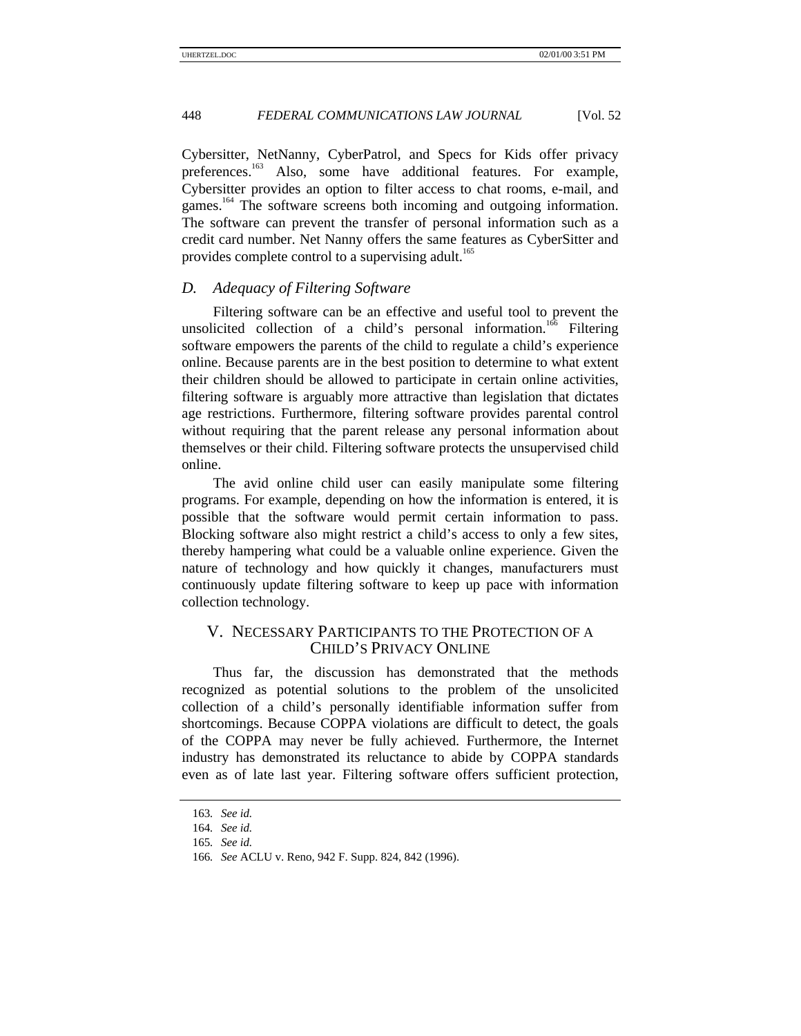Cybersitter, NetNanny, CyberPatrol, and Specs for Kids offer privacy preferences.[163] Also, some have additional features. For example, Cybersitter provides an option to filter access to chat rooms, e-mail, and games.[164] The software screens both incoming and outgoing information. The software can prevent the transfer of personal information such as a credit card number. Net Nanny offers the same features as CyberSitter and provides complete control to a supervising adult.[165]

### *D. Adequacy of Filtering Software*

Filtering software can be an effective and useful tool to prevent the unsolicited collection of a child's personal information.[166] Filtering software empowers the parents of the child to regulate a child's experience online. Because parents are in the best position to determine to what extent their children should be allowed to participate in certain online activities, filtering software is arguably more attractive than legislation that dictates age restrictions. Furthermore, filtering software provides parental control without requiring that the parent release any personal information about themselves or their child. Filtering software protects the unsupervised child online.

The avid online child user can easily manipulate some filtering programs. For example, depending on how the information is entered, it is possible that the software would permit certain information to pass. Blocking software also might restrict a child's access to only a few sites, thereby hampering what could be a valuable online experience. Given the nature of technology and how quickly it changes, manufacturers must continuously update filtering software to keep up pace with information collection technology.

## V. NECESSARY PARTICIPANTS TO THE PROTECTION OF A CHILD'S PRIVACY ONLINE

Thus far, the discussion has demonstrated that the methods recognized as potential solutions to the problem of the unsolicited collection of a child's personally identifiable information suffer from shortcomings. Because COPPA violations are difficult to detect, the goals of the COPPA may never be fully achieved. Furthermore, the Internet industry has demonstrated its reluctance to abide by COPPA standards even as of late last year. Filtering software offers sufficient protection,

---

163. *See id.*

164. *See id.*

165. *See id.*

166. *See* ACLU v. Reno, 942 F. Supp. 824, 842 (1996).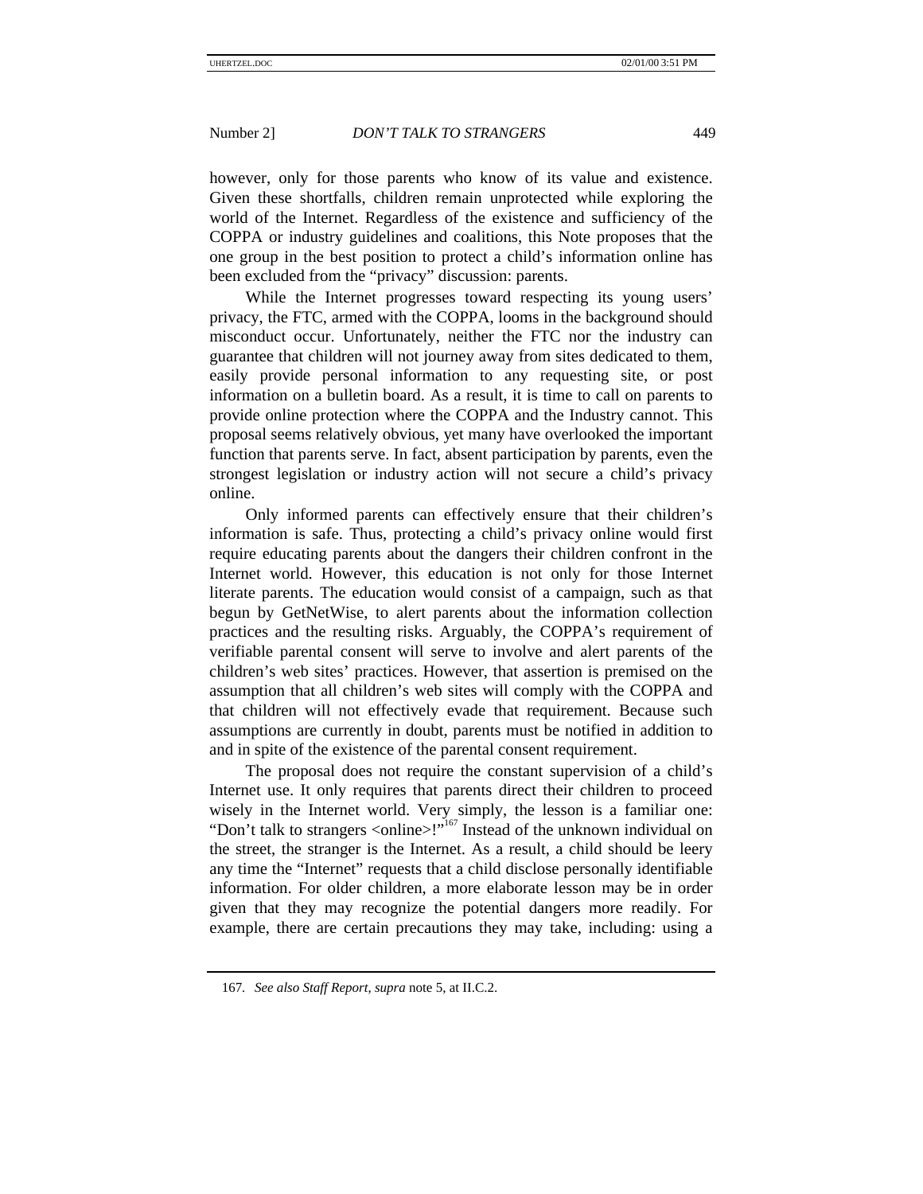however, only for those parents who know of its value and existence. Given these shortfalls, children remain unprotected while exploring the world of the Internet. Regardless of the existence and sufficiency of the COPPA or industry guidelines and coalitions, this Note proposes that the one group in the best position to protect a child's information online has been excluded from the "privacy" discussion: parents.

While the Internet progresses toward respecting its young users' privacy, the FTC, armed with the COPPA, looms in the background should misconduct occur. Unfortunately, neither the FTC nor the industry can guarantee that children will not journey away from sites dedicated to them, easily provide personal information to any requesting site, or post information on a bulletin board. As a result, it is time to call on parents to provide online protection where the COPPA and the Industry cannot. This proposal seems relatively obvious, yet many have overlooked the important function that parents serve. In fact, absent participation by parents, even the strongest legislation or industry action will not secure a child's privacy online.

Only informed parents can effectively ensure that their children's information is safe. Thus, protecting a child's privacy online would first require educating parents about the dangers their children confront in the Internet world. However, this education is not only for those Internet literate parents. The education would consist of a campaign, such as that begun by GetNetWise, to alert parents about the information collection practices and the resulting risks. Arguably, the COPPA's requirement of verifiable parental consent will serve to involve and alert parents of the children's web sites' practices. However, that assertion is premised on the assumption that all children's web sites will comply with the COPPA and that children will not effectively evade that requirement. Because such assumptions are currently in doubt, parents must be notified in addition to and in spite of the existence of the parental consent requirement.

The proposal does not require the constant supervision of a child's Internet use. It only requires that parents direct their children to proceed wisely in the Internet world. Very simply, the lesson is a familiar one: "Don't talk to strangers <online>!"[167] Instead of the unknown individual on the street, the stranger is the Internet. As a result, a child should be leery any time the "Internet" requests that a child disclose personally identifiable information. For older children, a more elaborate lesson may be in order given that they may recognize the potential dangers more readily. For example, there are certain precautions they may take, including: using a

---

167. *See also Staff Report*, *supra* note 5, at II.C.2.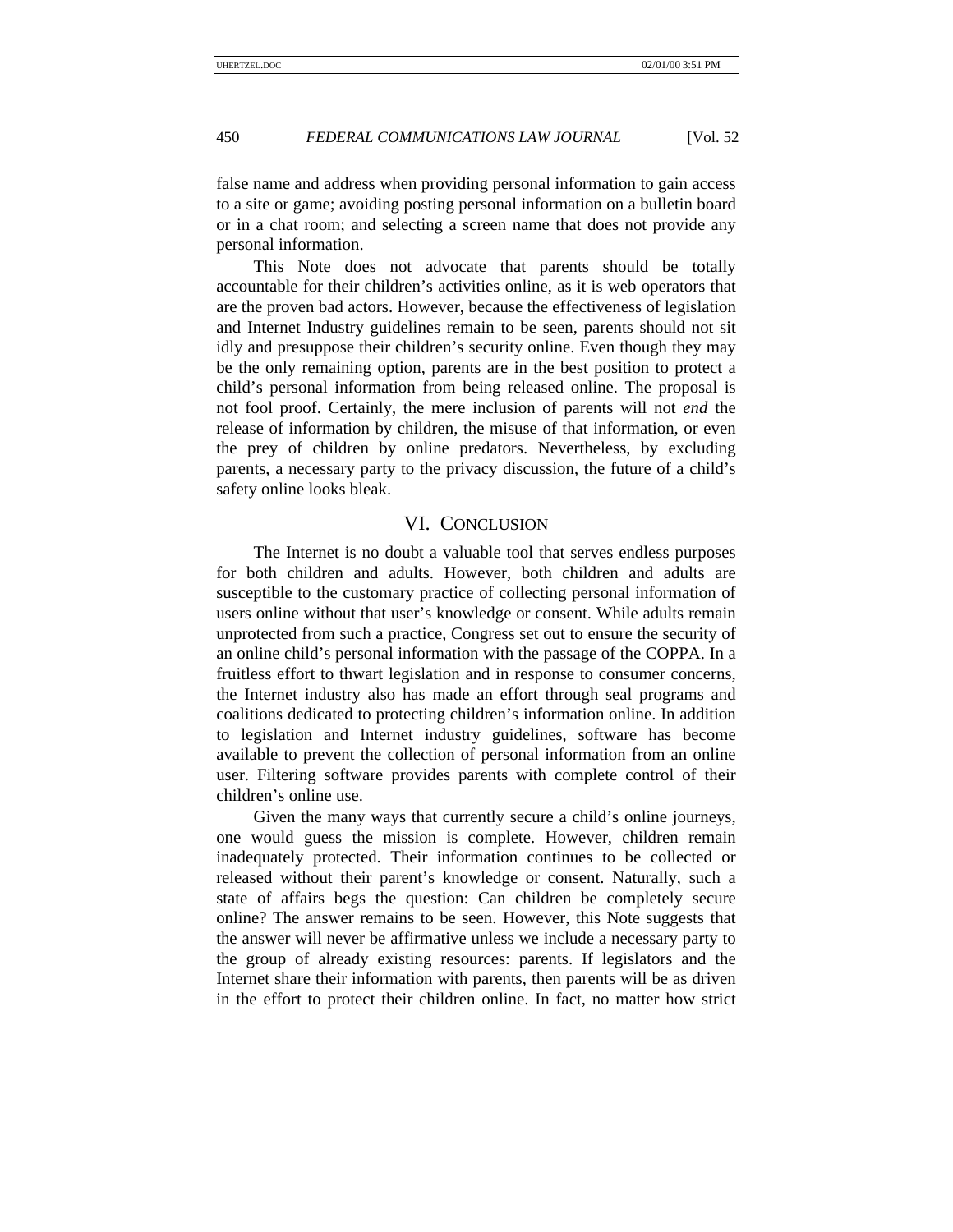false name and address when providing personal information to gain access to a site or game; avoiding posting personal information on a bulletin board or in a chat room; and selecting a screen name that does not provide any personal information.

This Note does not advocate that parents should be totally accountable for their children's activities online, as it is web operators that are the proven bad actors. However, because the effectiveness of legislation and Internet Industry guidelines remain to be seen, parents should not sit idly and presuppose their children's security online. Even though they may be the only remaining option, parents are in the best position to protect a child's personal information from being released online. The proposal is not fool proof. Certainly, the mere inclusion of parents will not *end* the release of information by children, the misuse of that information, or even the prey of children by online predators. Nevertheless, by excluding parents, a necessary party to the privacy discussion, the future of a child's safety online looks bleak.

## VI. CONCLUSION

The Internet is no doubt a valuable tool that serves endless purposes for both children and adults. However, both children and adults are susceptible to the customary practice of collecting personal information of users online without that user's knowledge or consent. While adults remain unprotected from such a practice, Congress set out to ensure the security of an online child's personal information with the passage of the COPPA. In a fruitless effort to thwart legislation and in response to consumer concerns, the Internet industry also has made an effort through seal programs and coalitions dedicated to protecting children's information online. In addition to legislation and Internet industry guidelines, software has become available to prevent the collection of personal information from an online user. Filtering software provides parents with complete control of their children's online use.

Given the many ways that currently secure a child's online journeys, one would guess the mission is complete. However, children remain inadequately protected. Their information continues to be collected or released without their parent's knowledge or consent. Naturally, such a state of affairs begs the question: Can children be completely secure online? The answer remains to be seen. However, this Note suggests that the answer will never be affirmative unless we include a necessary party to the group of already existing resources: parents. If legislators and the Internet share their information with parents, then parents will be as driven in the effort to protect their children online. In fact, no matter how strict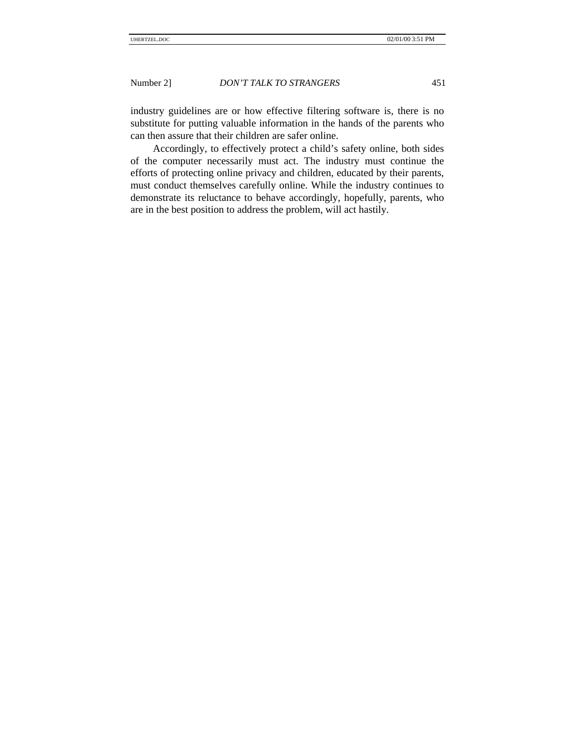industry guidelines are or how effective filtering software is, there is no substitute for putting valuable information in the hands of the parents who can then assure that their children are safer online.

Accordingly, to effectively protect a child's safety online, both sides of the computer necessarily must act. The industry must continue the efforts of protecting online privacy and children, educated by their parents, must conduct themselves carefully online. While the industry continues to demonstrate its reluctance to behave accordingly, hopefully, parents, who are in the best position to address the problem, will act hastily.